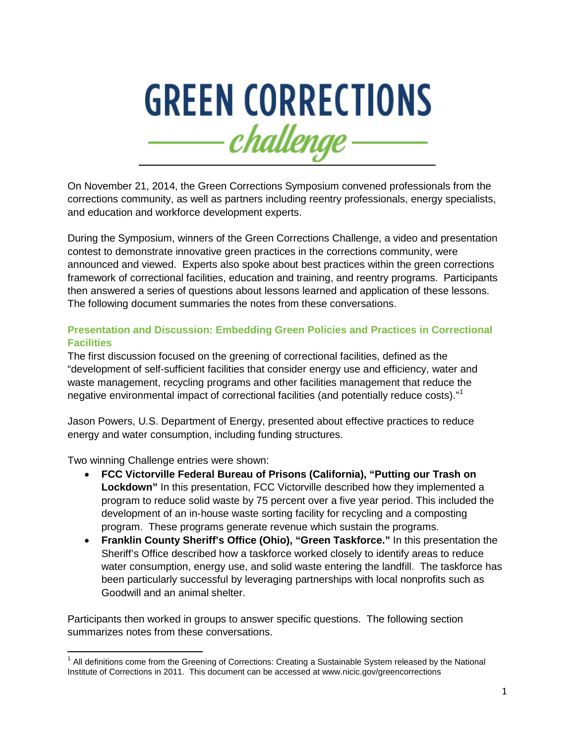# GREEN CORRECTIONS

## challenge

On November 21, 2014, the Green Corrections Symposium convened professionals from the corrections community, as well as partners including reentry professionals, energy specialists, and education and workforce development experts.

During the Symposium, winners of the Green Corrections Challenge, a video and presentation contest to demonstrate innovative green practices in the corrections community, were announced and viewed. Experts also spoke about best practices within the green corrections framework of correctional facilities, education and training, and reentry programs. Participants then answered a series of questions about lessons learned and application of these lessons. The following document summaries the notes from these conversations.

### Presentation and Discussion: Embedding Green Policies and Practices in Correctional Facilities

The first discussion focused on the greening of correctional facilities, defined as the "development of self-sufficient facilities that consider energy use and efficiency, water and waste management, recycling programs and other facilities management that reduce the negative environmental impact of correctional facilities (and potentially reduce costs)."[1]

Jason Powers, U.S. Department of Energy, presented about effective practices to reduce energy and water consumption, including funding structures.

Two winning Challenge entries were shown:

- **FCC Victorville Federal Bureau of Prisons (California), "Putting our Trash on Lockdown"** In this presentation, FCC Victorville described how they implemented a program to reduce solid waste by 75 percent over a five year period. This included the development of an in-house waste sorting facility for recycling and a composting program. These programs generate revenue which sustain the programs.
- **Franklin County Sheriff's Office (Ohio), "Green Taskforce."** In this presentation the Sheriff's Office described how a taskforce worked closely to identify areas to reduce water consumption, energy use, and solid waste entering the landfill. The taskforce has been particularly successful by leveraging partnerships with local nonprofits such as Goodwill and an animal shelter.

Participants then worked in groups to answer specific questions. The following section summarizes notes from these conversations.

---

[1] All definitions come from the Greening of Corrections: Creating a Sustainable System released by the National Institute of Corrections in 2011. This document can be accessed at www.nicic.gov/greencorrections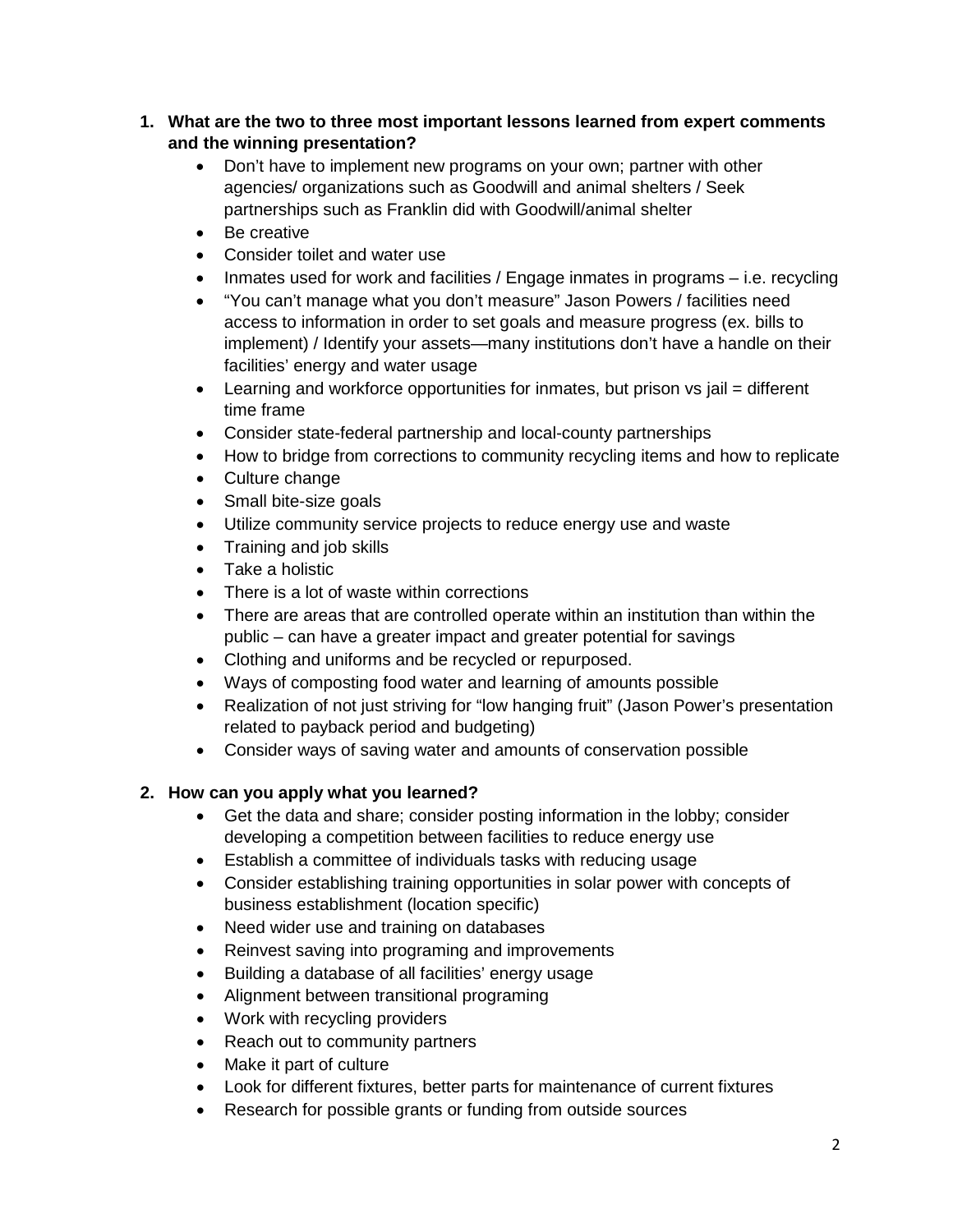1. **What are the two to three most important lessons learned from expert comments and the winning presentation?**
    - Don't have to implement new programs on your own; partner with other agencies/ organizations such as Goodwill and animal shelters / Seek partnerships such as Franklin did with Goodwill/animal shelter
    - Be creative
    - Consider toilet and water use
    - Inmates used for work and facilities / Engage inmates in programs – i.e. recycling
    - "You can't manage what you don't measure" Jason Powers / facilities need access to information in order to set goals and measure progress (ex. bills to implement) / Identify your assets—many institutions don't have a handle on their facilities' energy and water usage
    - Learning and workforce opportunities for inmates, but prison vs jail = different time frame
    - Consider state-federal partnership and local-county partnerships
    - How to bridge from corrections to community recycling items and how to replicate
    - Culture change
    - Small bite-size goals
    - Utilize community service projects to reduce energy use and waste
    - Training and job skills
    - Take a holistic
    - There is a lot of waste within corrections
    - There are areas that are controlled operate within an institution than within the public – can have a greater impact and greater potential for savings
    - Clothing and uniforms and be recycled or repurposed.
    - Ways of composting food water and learning of amounts possible
    - Realization of not just striving for "low hanging fruit" (Jason Power's presentation related to payback period and budgeting)
    - Consider ways of saving water and amounts of conservation possible

2. **How can you apply what you learned?**
    - Get the data and share; consider posting information in the lobby; consider developing a competition between facilities to reduce energy use
    - Establish a committee of individuals tasks with reducing usage
    - Consider establishing training opportunities in solar power with concepts of business establishment (location specific)
    - Need wider use and training on databases
    - Reinvest saving into programing and improvements
    - Building a database of all facilities' energy usage
    - Alignment between transitional programing
    - Work with recycling providers
    - Reach out to community partners
    - Make it part of culture
    - Look for different fixtures, better parts for maintenance of current fixtures
    - Research for possible grants or funding from outside sources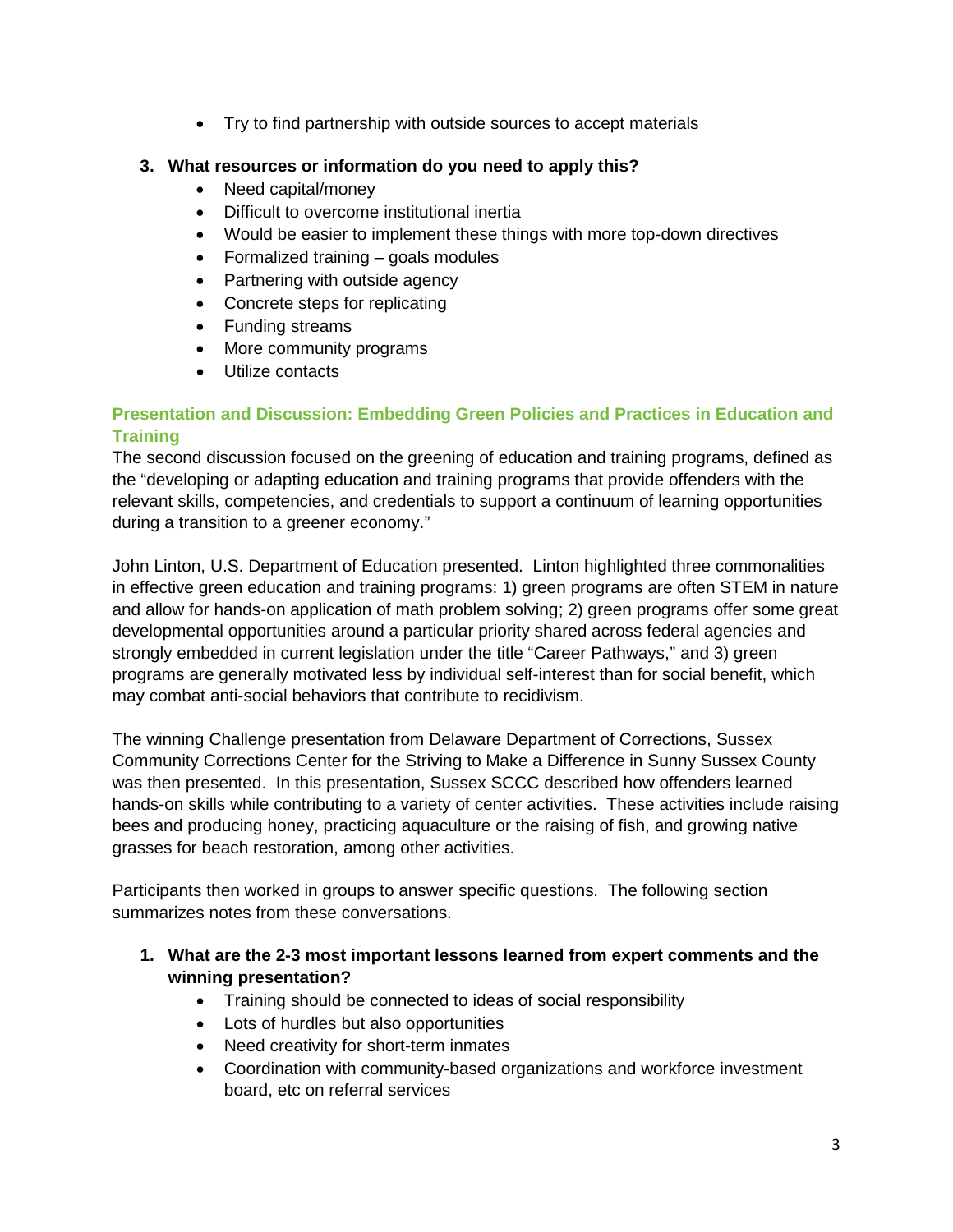- Try to find partnership with outside sources to accept materials

3. **What resources or information do you need to apply this?**
    - Need capital/money
    - Difficult to overcome institutional inertia
    - Would be easier to implement these things with more top-down directives
    - Formalized training – goals modules
    - Partnering with outside agency
    - Concrete steps for replicating
    - Funding streams
    - More community programs
    - Utilize contacts

## Presentation and Discussion: Embedding Green Policies and Practices in Education and Training

The second discussion focused on the greening of education and training programs, defined as the "developing or adapting education and training programs that provide offenders with the relevant skills, competencies, and credentials to support a continuum of learning opportunities during a transition to a greener economy."

John Linton, U.S. Department of Education presented. Linton highlighted three commonalities in effective green education and training programs: 1) green programs are often STEM in nature and allow for hands-on application of math problem solving; 2) green programs offer some great developmental opportunities around a particular priority shared across federal agencies and strongly embedded in current legislation under the title "Career Pathways," and 3) green programs are generally motivated less by individual self-interest than for social benefit, which may combat anti-social behaviors that contribute to recidivism.

The winning Challenge presentation from Delaware Department of Corrections, Sussex Community Corrections Center for the Striving to Make a Difference in Sunny Sussex County was then presented. In this presentation, Sussex SCCC described how offenders learned hands-on skills while contributing to a variety of center activities. These activities include raising bees and producing honey, practicing aquaculture or the raising of fish, and growing native grasses for beach restoration, among other activities.

Participants then worked in groups to answer specific questions. The following section summarizes notes from these conversations.

1. **What are the 2-3 most important lessons learned from expert comments and the winning presentation?**
    - Training should be connected to ideas of social responsibility
    - Lots of hurdles but also opportunities
    - Need creativity for short-term inmates
    - Coordination with community-based organizations and workforce investment board, etc on referral services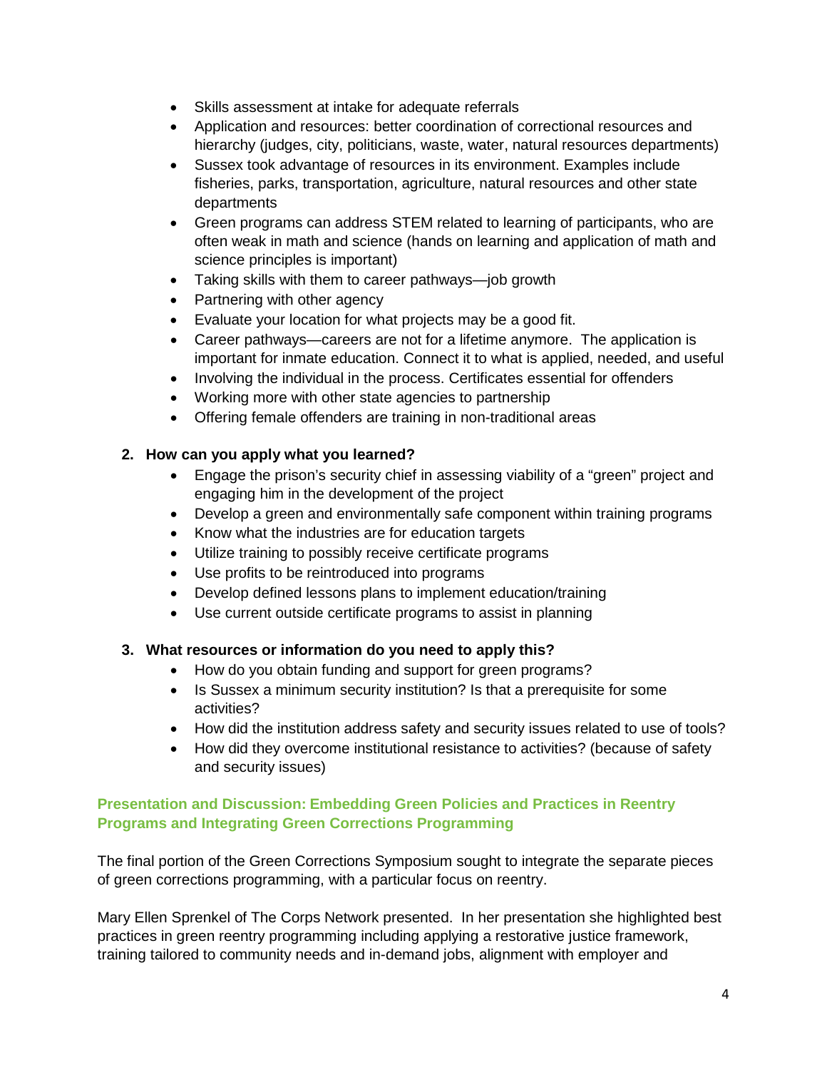- Skills assessment at intake for adequate referrals
- Application and resources: better coordination of correctional resources and hierarchy (judges, city, politicians, waste, water, natural resources departments)
- Sussex took advantage of resources in its environment. Examples include fisheries, parks, transportation, agriculture, natural resources and other state departments
- Green programs can address STEM related to learning of participants, who are often weak in math and science (hands on learning and application of math and science principles is important)
- Taking skills with them to career pathways—job growth
- Partnering with other agency
- Evaluate your location for what projects may be a good fit.
- Career pathways—careers are not for a lifetime anymore. The application is important for inmate education. Connect it to what is applied, needed, and useful
- Involving the individual in the process. Certificates essential for offenders
- Working more with other state agencies to partnership
- Offering female offenders are training in non-traditional areas

2. **How can you apply what you learned?**
   - Engage the prison's security chief in assessing viability of a "green" project and engaging him in the development of the project
   - Develop a green and environmentally safe component within training programs
   - Know what the industries are for education targets
   - Utilize training to possibly receive certificate programs
   - Use profits to be reintroduced into programs
   - Develop defined lessons plans to implement education/training
   - Use current outside certificate programs to assist in planning

3. **What resources or information do you need to apply this?**
   - How do you obtain funding and support for green programs?
   - Is Sussex a minimum security institution? Is that a prerequisite for some activities?
   - How did the institution address safety and security issues related to use of tools?
   - How did they overcome institutional resistance to activities? (because of safety and security issues)

## Presentation and Discussion: Embedding Green Policies and Practices in Reentry Programs and Integrating Green Corrections Programming

The final portion of the Green Corrections Symposium sought to integrate the separate pieces of green corrections programming, with a particular focus on reentry.

Mary Ellen Sprenkel of The Corps Network presented. In her presentation she highlighted best practices in green reentry programming including applying a restorative justice framework, training tailored to community needs and in-demand jobs, alignment with employer and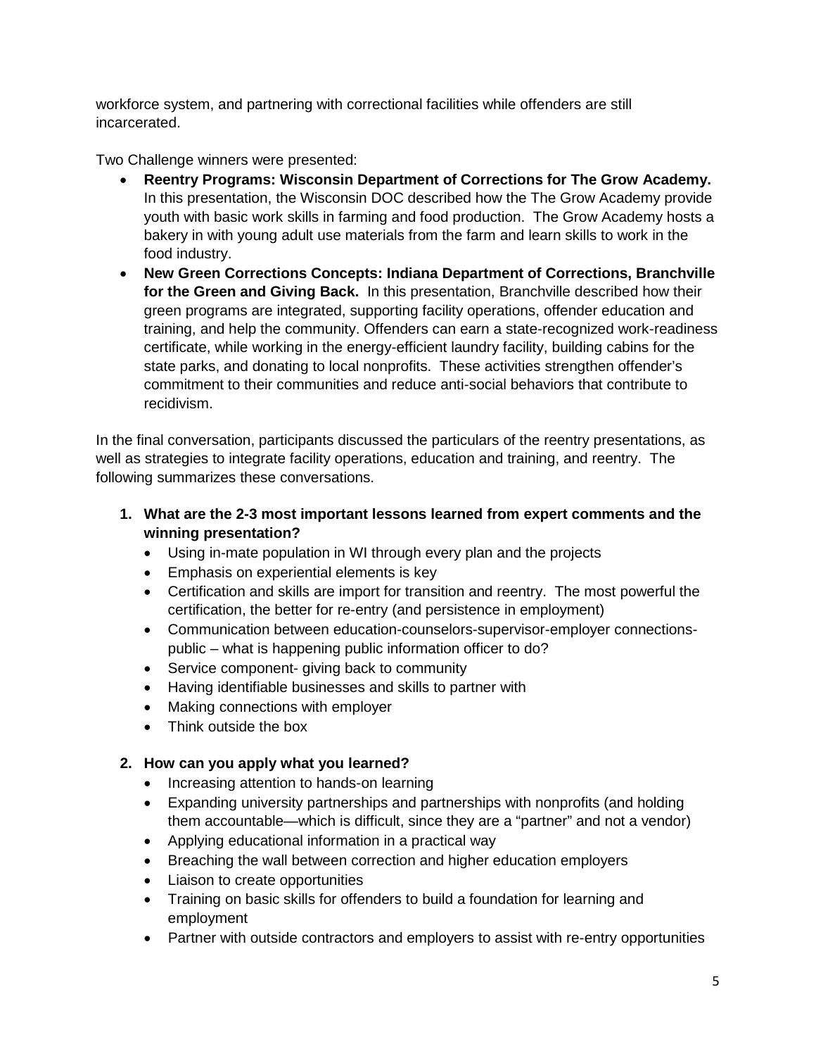workforce system, and partnering with correctional facilities while offenders are still incarcerated.

Two Challenge winners were presented:

- **Reentry Programs: Wisconsin Department of Corrections for The Grow Academy.** In this presentation, the Wisconsin DOC described how the The Grow Academy provide youth with basic work skills in farming and food production. The Grow Academy hosts a bakery in with young adult use materials from the farm and learn skills to work in the food industry.
- **New Green Corrections Concepts: Indiana Department of Corrections, Branchville for the Green and Giving Back.** In this presentation, Branchville described how their green programs are integrated, supporting facility operations, offender education and training, and help the community. Offenders can earn a state-recognized work-readiness certificate, while working in the energy-efficient laundry facility, building cabins for the state parks, and donating to local nonprofits. These activities strengthen offender's commitment to their communities and reduce anti-social behaviors that contribute to recidivism.

In the final conversation, participants discussed the particulars of the reentry presentations, as well as strategies to integrate facility operations, education and training, and reentry. The following summarizes these conversations.

1. **What are the 2-3 most important lessons learned from expert comments and the winning presentation?**
   - Using in-mate population in WI through every plan and the projects
   - Emphasis on experiential elements is key
   - Certification and skills are import for transition and reentry. The most powerful the certification, the better for re-entry (and persistence in employment)
   - Communication between education-counselors-supervisor-employer connections-public – what is happening public information officer to do?
   - Service component- giving back to community
   - Having identifiable businesses and skills to partner with
   - Making connections with employer
   - Think outside the box

2. **How can you apply what you learned?**
   - Increasing attention to hands-on learning
   - Expanding university partnerships and partnerships with nonprofits (and holding them accountable—which is difficult, since they are a "partner" and not a vendor)
   - Applying educational information in a practical way
   - Breaching the wall between correction and higher education employers
   - Liaison to create opportunities
   - Training on basic skills for offenders to build a foundation for learning and employment
   - Partner with outside contractors and employers to assist with re-entry opportunities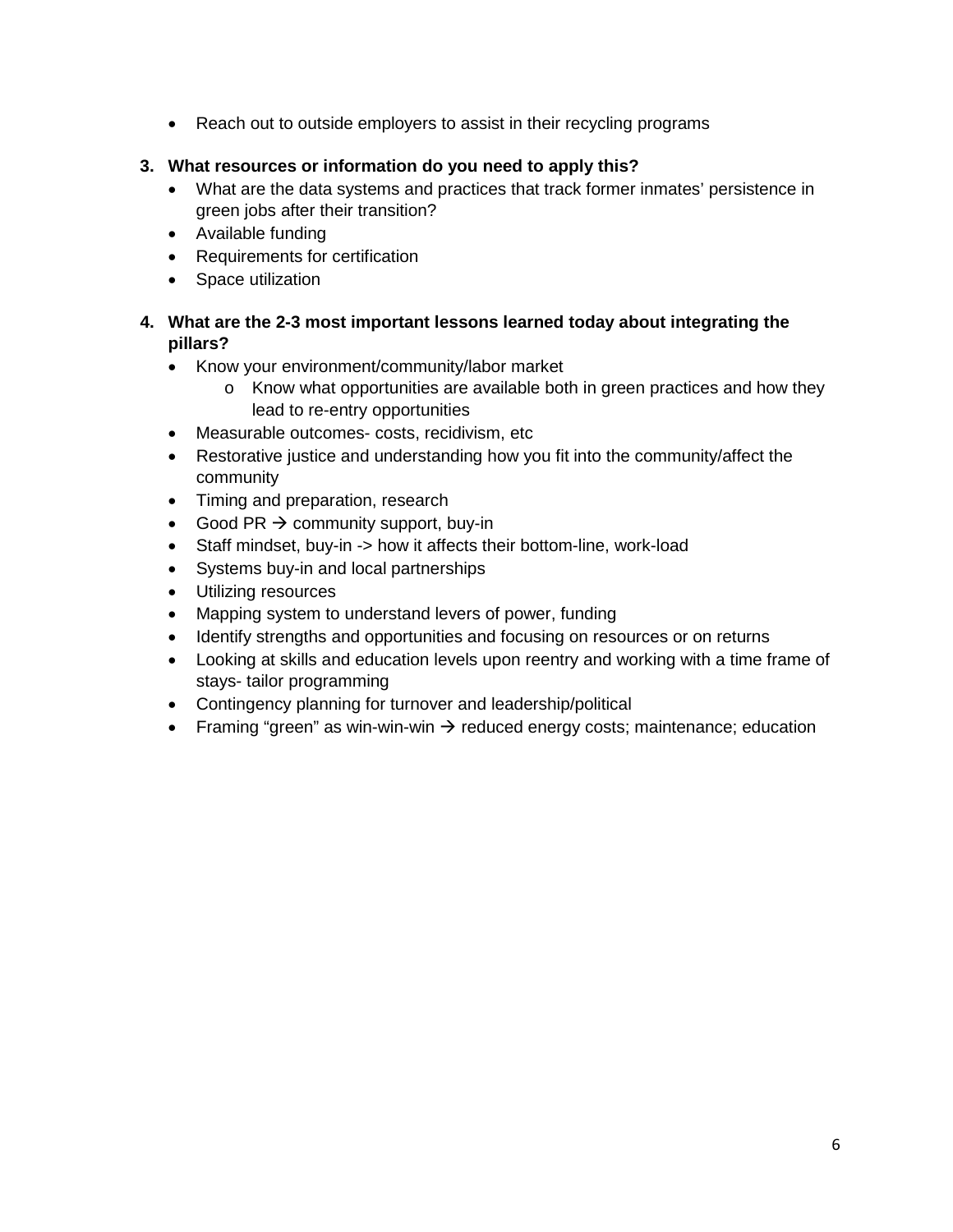- Reach out to outside employers to assist in their recycling programs

3. **What resources or information do you need to apply this?**
   - What are the data systems and practices that track former inmates' persistence in green jobs after their transition?
   - Available funding
   - Requirements for certification
   - Space utilization

4. **What are the 2-3 most important lessons learned today about integrating the pillars?**
   - Know your environment/community/labor market
     - Know what opportunities are available both in green practices and how they lead to re-entry opportunities
   - Measurable outcomes- costs, recidivism, etc
   - Restorative justice and understanding how you fit into the community/affect the community
   - Timing and preparation, research
   - Good PR → community support, buy-in
   - Staff mindset, buy-in -> how it affects their bottom-line, work-load
   - Systems buy-in and local partnerships
   - Utilizing resources
   - Mapping system to understand levers of power, funding
   - Identify strengths and opportunities and focusing on resources or on returns
   - Looking at skills and education levels upon reentry and working with a time frame of stays- tailor programming
   - Contingency planning for turnover and leadership/political
   - Framing "green" as win-win-win → reduced energy costs; maintenance; education